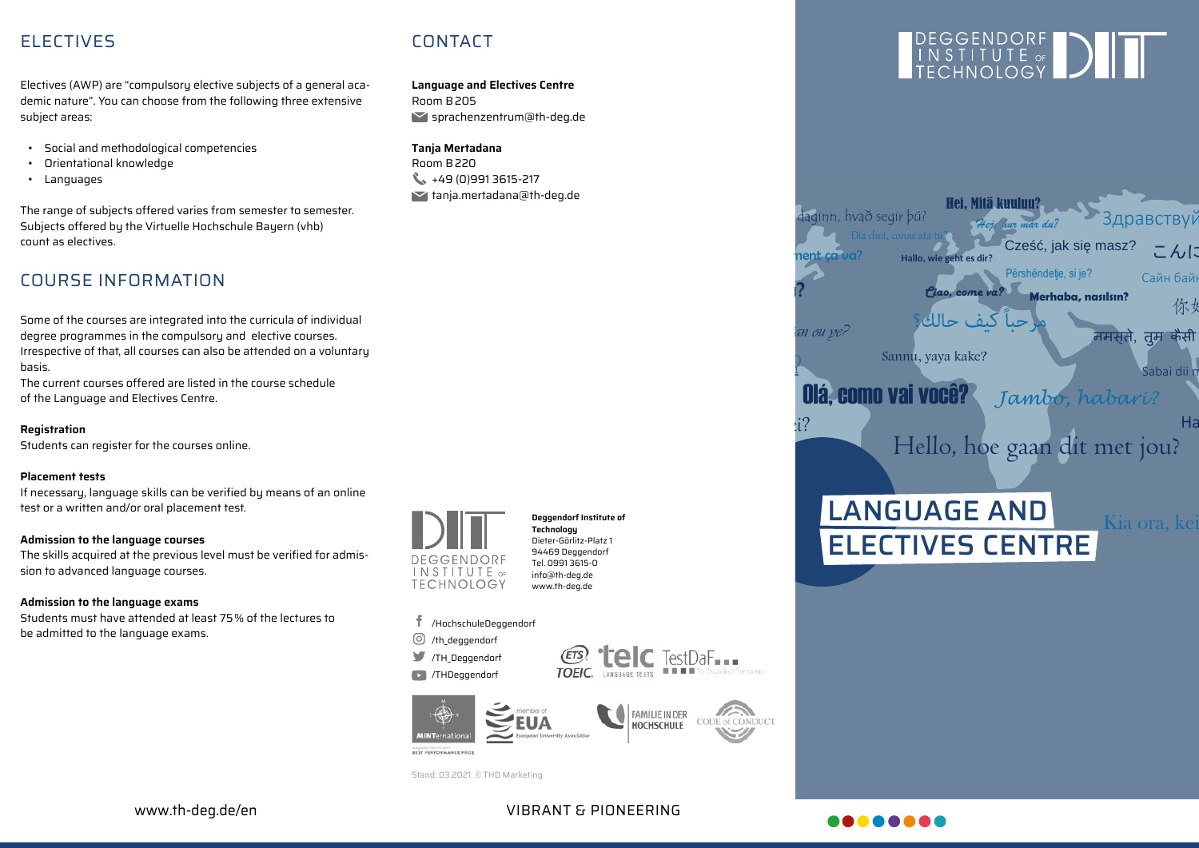## ELECTIVES

Electives (AWP) are "compulsory elective subjects of a general academic nature". You can choose from the following three extensive subject areas:

- Social and methodological competencies
- Orientational knowledge
- Languages

The range of subjects offered varies from semester to semester. Subjects offered by the Virtuelle Hochschule Bayern (vhb) count as electives.

## COURSE INFORMATION

Some of the courses are integrated into the curricula of individual degree programmes in the compulsory and elective courses. Irrespective of that, all courses can also be attended on a voluntary basis.

The current courses offered are listed in the course schedule of the Language and Electives Centre.

**Registration**
Students can register for the courses online.

**Placement tests**
If necessary, language skills can be verified by means of an online test or a written and/or oral placement test.

**Admission to the language courses**
The skills acquired at the previous level must be verified for admission to advanced language courses.

**Admission to the language exams**
Students must have attended at least 75 % of the lectures to be admitted to the language exams.

## CONTACT

**Language and Electives Centre**
Room B 205
sprachenzentrum@th-deg.de

**Tanja Mertadana**
Room B 220
+49 (0)991 3615-217
tanja.mertadana@th-deg.de

**Deggendorf Institute of Technology**
Dieter-Görlitz-Platz 1
94469 Deggendorf
Tel. 0991 3615-0
info@th-deg.de
www.th-deg.de

/HochschuleDeggendorf
/th_deggendorf
/TH_Deggendorf
/THDeggendorf

Stand: 03.2021, © THD Marketing

www.th-deg.de/en

VIBRANT & PIONEERING

DEGGENDORF INSTITUTE OF TECHNOLOGY

Hei, Mitä kuuluu? Hej, hur mår du? Здравствуй Cześć, jak się masz? Hallo, wie geht es dir? Përshëndetje, si je? Сайн байн Ciao, come va? Merhaba, nasılsın? مرحباً كيف حالك؟ नमस्ते, तुम कैसी Sannu, yaya kake? Sabai dii Olá, como vai você? Jambo, habari? Hello, hoe gaan dit met jou? Kia ora, kei

# LANGUAGE AND ELECTIVES CENTRE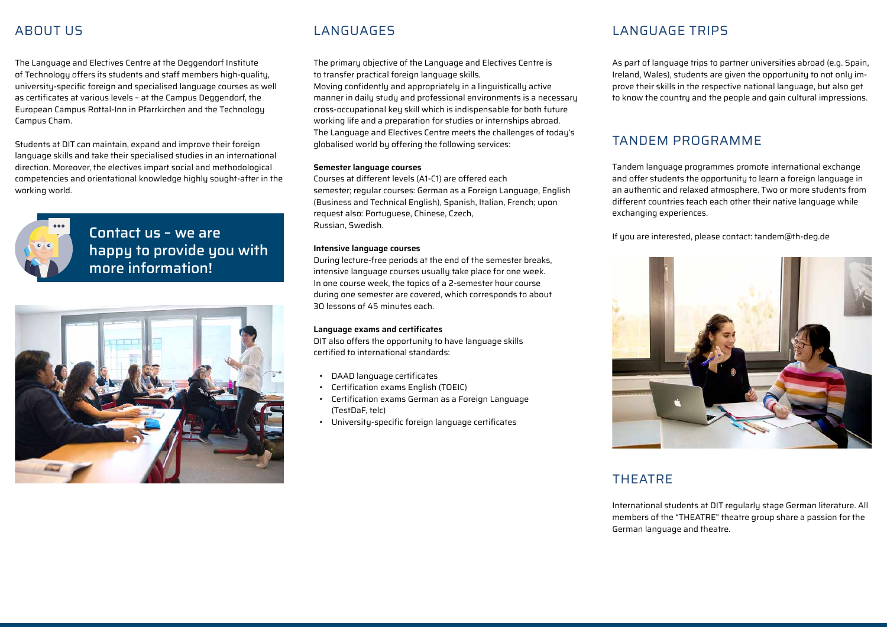## ABOUT US

The Language and Electives Centre at the Deggendorf Institute of Technology offers its students and staff members high-quality, university-specific foreign and specialised language courses as well as certificates at various levels – at the Campus Deggendorf, the European Campus Rottal-Inn in Pfarrkirchen and the Technology Campus Cham.

Students at DIT can maintain, expand and improve their foreign language skills and take their specialised studies in an international direction. Moreover, the electives impart social and methodological competencies and orientational knowledge highly sought-after in the working world.

Contact us – we are happy to provide you with more information!

## LANGUAGES

The primary objective of the Language and Electives Centre is to transfer practical foreign language skills.
Moving confidently and appropriately in a linguistically active manner in daily study and professional environments is a necessary cross-occupational key skill which is indispensable for both future working life and a preparation for studies or internships abroad.
The Language and Electives Centre meets the challenges of today's globalised world by offering the following services:

**Semester language courses**
Courses at different levels (A1-C1) are offered each semester; regular courses: German as a Foreign Language, English (Business and Technical English), Spanish, Italian, French; upon request also: Portuguese, Chinese, Czech, Russian, Swedish.

**Intensive language courses**
During lecture-free periods at the end of the semester breaks, intensive language courses usually take place for one week. In one course week, the topics of a 2-semester hour course during one semester are covered, which corresponds to about 30 lessons of 45 minutes each.

**Language exams and certificates**
DIT also offers the opportunity to have language skills certified to international standards:

- DAAD language certificates
- Certification exams English (TOEIC)
- Certification exams German as a Foreign Language (TestDaF, telc)
- University-specific foreign language certificates

## LANGUAGE TRIPS

As part of language trips to partner universities abroad (e.g. Spain, Ireland, Wales), students are given the opportunity to not only improve their skills in the respective national language, but also get to know the country and the people and gain cultural impressions.

## TANDEM PROGRAMME

Tandem language programmes promote international exchange and offer students the opportunity to learn a foreign language in an authentic and relaxed atmosphere. Two or more students from different countries teach each other their native language while exchanging experiences.

If you are interested, please contact: tandem@th-deg.de

## THEATRE

International students at DIT regularly stage German literature. All members of the "THEATRE" theatre group share a passion for the German language and theatre.